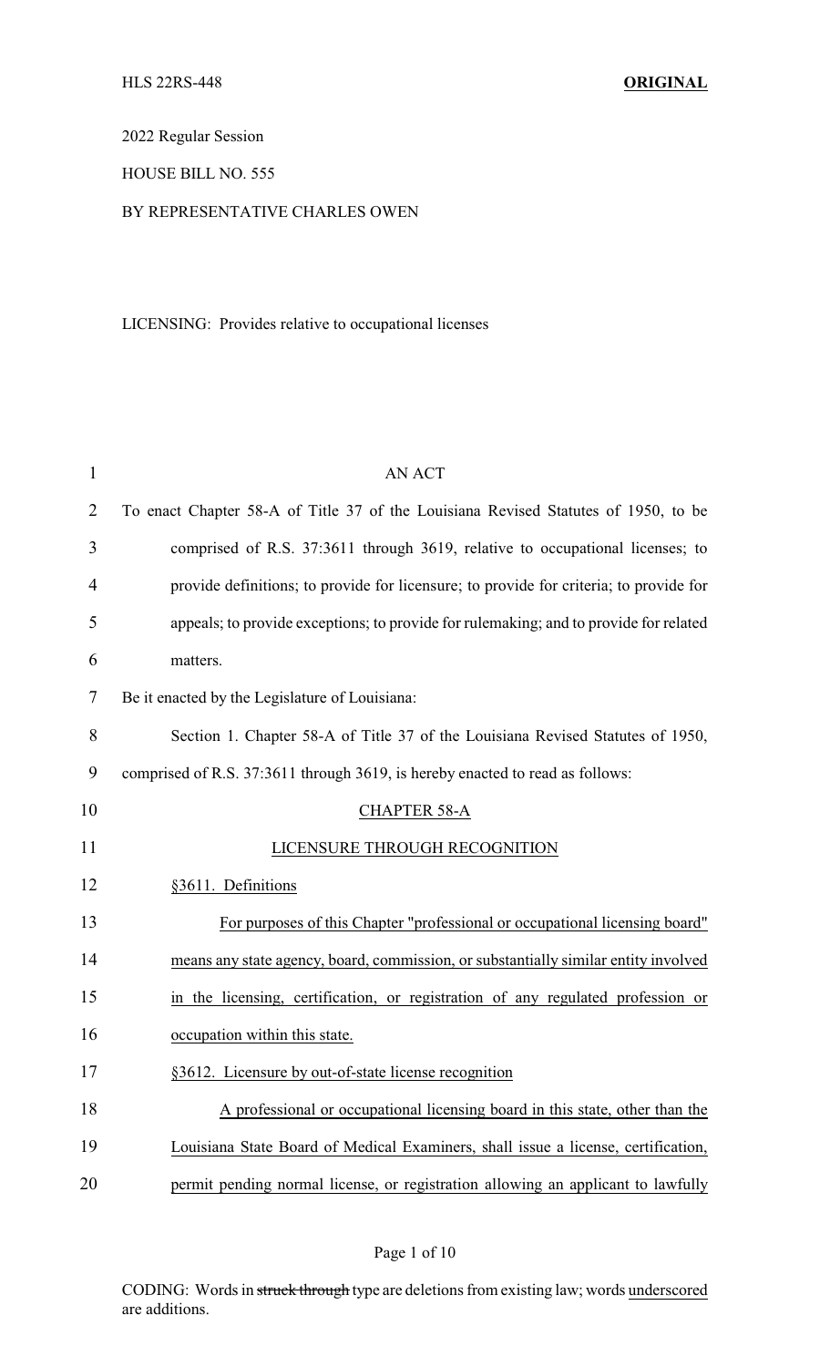HLS 22RS-448 **ORIGINAL**

2022 Regular Session

HOUSE BILL NO. 555

BY REPRESENTATIVE CHARLES OWEN

LICENSING: Provides relative to occupational licenses

AN ACT

To enact Chapter 58-A of Title 37 of the Louisiana Revised Statutes of 1950, to be comprised of R.S. 37:3611 through 3619, relative to occupational licenses; to provide definitions; to provide for licensure; to provide for criteria; to provide for appeals; to provide exceptions; to provide for rulemaking; and to provide for related matters.

Be it enacted by the Legislature of Louisiana:

Section 1. Chapter 58-A of Title 37 of the Louisiana Revised Statutes of 1950, comprised of R.S. 37:3611 through 3619, is hereby enacted to read as follows:

CHAPTER 58-A

LICENSURE THROUGH RECOGNITION

§3611. Definitions

For purposes of this Chapter "professional or occupational licensing board" means any state agency, board, commission, or substantially similar entity involved in the licensing, certification, or registration of any regulated profession or occupation within this state.

§3612. Licensure by out-of-state license recognition

A professional or occupational licensing board in this state, other than the Louisiana State Board of Medical Examiners, shall issue a license, certification, permit pending normal license, or registration allowing an applicant to lawfully

CODING: Words in ~~struck through~~ type are deletions from existing law; words underscored are additions.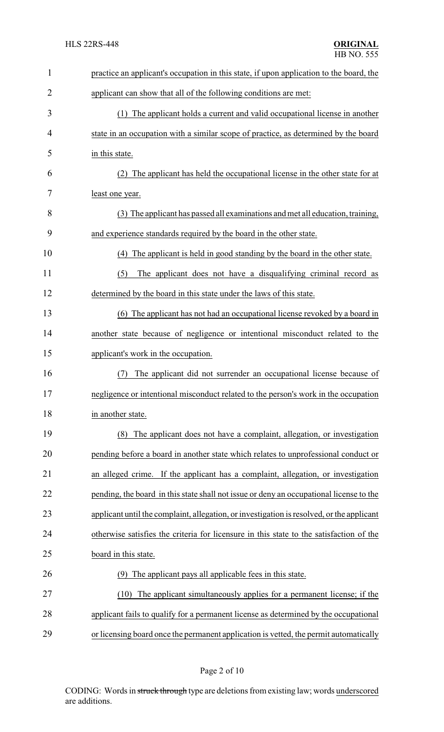practice an applicant's occupation in this state, if upon application to the board, the applicant can show that all of the following conditions are met:

(1) The applicant holds a current and valid occupational license in another state in an occupation with a similar scope of practice, as determined by the board in this state.

(2) The applicant has held the occupational license in the other state for at least one year.

(3) The applicant has passed all examinations and met all education, training, and experience standards required by the board in the other state.

(4) The applicant is held in good standing by the board in the other state.

(5) The applicant does not have a disqualifying criminal record as determined by the board in this state under the laws of this state.

(6) The applicant has not had an occupational license revoked by a board in another state because of negligence or intentional misconduct related to the applicant's work in the occupation.

(7) The applicant did not surrender an occupational license because of negligence or intentional misconduct related to the person's work in the occupation in another state.

(8) The applicant does not have a complaint, allegation, or investigation pending before a board in another state which relates to unprofessional conduct or an alleged crime. If the applicant has a complaint, allegation, or investigation pending, the board in this state shall not issue or deny an occupational license to the applicant until the complaint, allegation, or investigation is resolved, or the applicant otherwise satisfies the criteria for licensure in this state to the satisfaction of the board in this state.

(9) The applicant pays all applicable fees in this state.

(10) The applicant simultaneously applies for a permanent license; if the applicant fails to qualify for a permanent license as determined by the occupational or licensing board once the permanent application is vetted, the permit automatically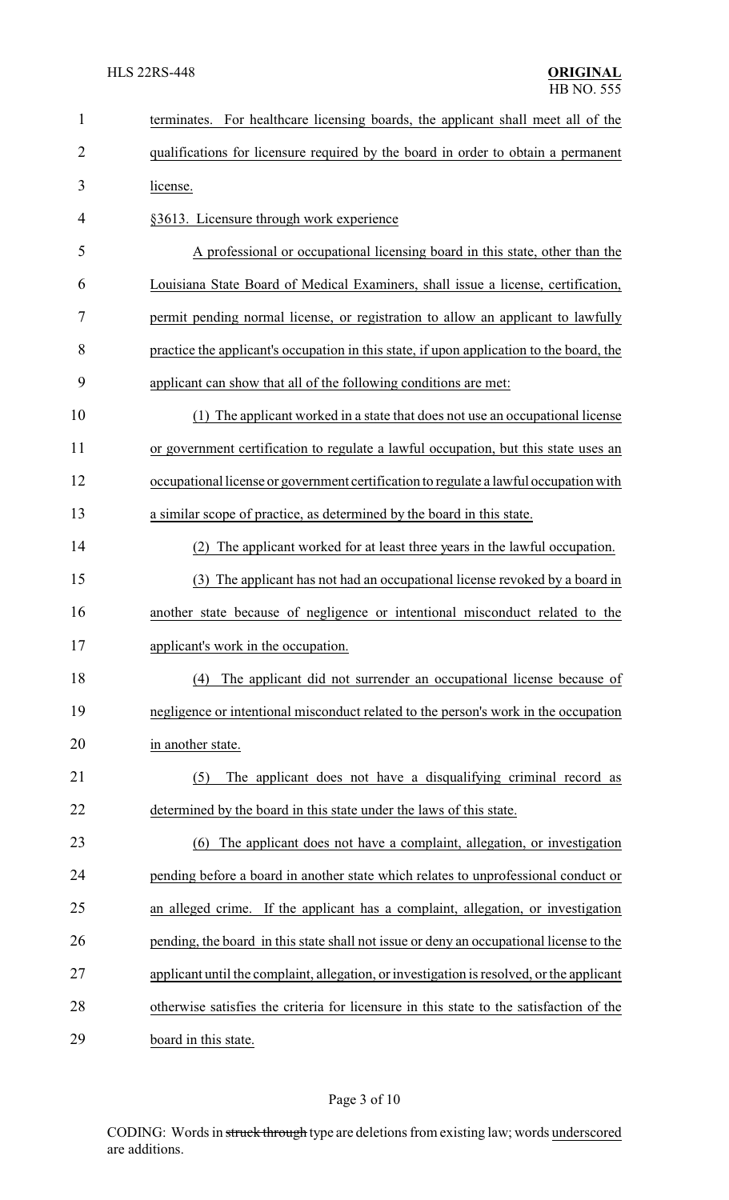terminates. For healthcare licensing boards, the applicant shall meet all of the qualifications for licensure required by the board in order to obtain a permanent license.

§3613. Licensure through work experience

A professional or occupational licensing board in this state, other than the Louisiana State Board of Medical Examiners, shall issue a license, certification, permit pending normal license, or registration to allow an applicant to lawfully practice the applicant's occupation in this state, if upon application to the board, the applicant can show that all of the following conditions are met:

(1) The applicant worked in a state that does not use an occupational license or government certification to regulate a lawful occupation, but this state uses an occupational license or government certification to regulate a lawful occupation with a similar scope of practice, as determined by the board in this state.

(2) The applicant worked for at least three years in the lawful occupation.

(3) The applicant has not had an occupational license revoked by a board in another state because of negligence or intentional misconduct related to the applicant's work in the occupation.

(4) The applicant did not surrender an occupational license because of negligence or intentional misconduct related to the person's work in the occupation in another state.

(5) The applicant does not have a disqualifying criminal record as determined by the board in this state under the laws of this state.

(6) The applicant does not have a complaint, allegation, or investigation pending before a board in another state which relates to unprofessional conduct or an alleged crime. If the applicant has a complaint, allegation, or investigation pending, the board in this state shall not issue or deny an occupational license to the applicant until the complaint, allegation, or investigation is resolved, or the applicant otherwise satisfies the criteria for licensure in this state to the satisfaction of the board in this state.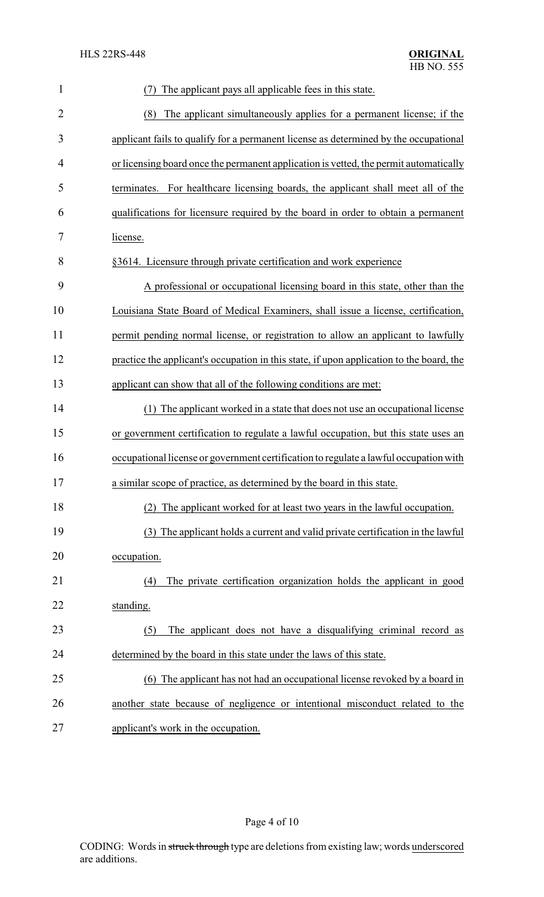(7) The applicant pays all applicable fees in this state.

(8) The applicant simultaneously applies for a permanent license; if the applicant fails to qualify for a permanent license as determined by the occupational or licensing board once the permanent application is vetted, the permit automatically terminates. For healthcare licensing boards, the applicant shall meet all of the qualifications for licensure required by the board in order to obtain a permanent license.

§3614. Licensure through private certification and work experience

A professional or occupational licensing board in this state, other than the Louisiana State Board of Medical Examiners, shall issue a license, certification, permit pending normal license, or registration to allow an applicant to lawfully practice the applicant's occupation in this state, if upon application to the board, the applicant can show that all of the following conditions are met:

(1) The applicant worked in a state that does not use an occupational license or government certification to regulate a lawful occupation, but this state uses an occupational license or government certification to regulate a lawful occupation with a similar scope of practice, as determined by the board in this state.

(2) The applicant worked for at least two years in the lawful occupation.

(3) The applicant holds a current and valid private certification in the lawful occupation.

(4) The private certification organization holds the applicant in good standing.

(5) The applicant does not have a disqualifying criminal record as determined by the board in this state under the laws of this state.

(6) The applicant has not had an occupational license revoked by a board in another state because of negligence or intentional misconduct related to the applicant's work in the occupation.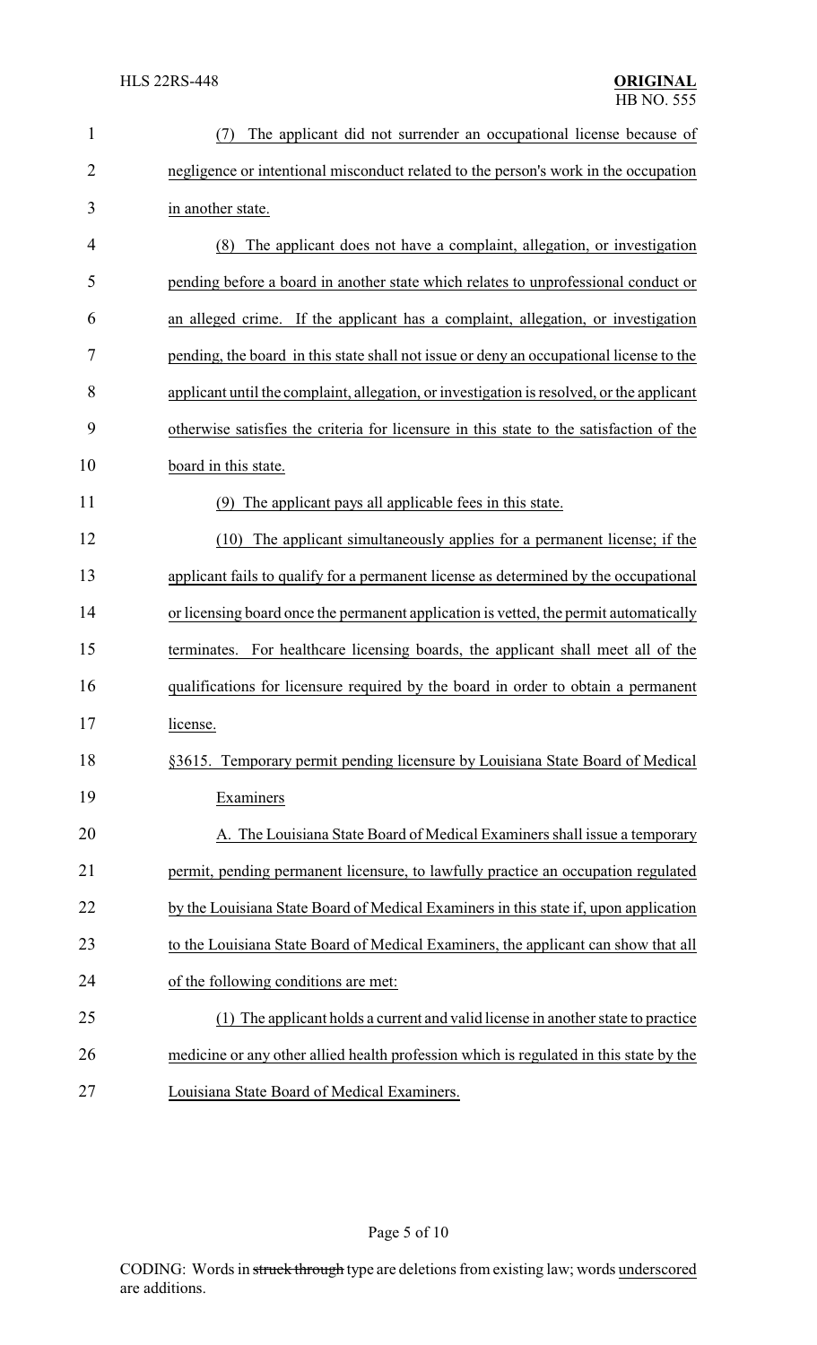(7) The applicant did not surrender an occupational license because of negligence or intentional misconduct related to the person's work in the occupation in another state.

(8) The applicant does not have a complaint, allegation, or investigation pending before a board in another state which relates to unprofessional conduct or an alleged crime. If the applicant has a complaint, allegation, or investigation pending, the board in this state shall not issue or deny an occupational license to the applicant until the complaint, allegation, or investigation is resolved, or the applicant otherwise satisfies the criteria for licensure in this state to the satisfaction of the board in this state.

(9) The applicant pays all applicable fees in this state.

(10) The applicant simultaneously applies for a permanent license; if the applicant fails to qualify for a permanent license as determined by the occupational or licensing board once the permanent application is vetted, the permit automatically terminates. For healthcare licensing boards, the applicant shall meet all of the qualifications for licensure required by the board in order to obtain a permanent license.

§3615. Temporary permit pending licensure by Louisiana State Board of Medical Examiners

A. The Louisiana State Board of Medical Examiners shall issue a temporary permit, pending permanent licensure, to lawfully practice an occupation regulated by the Louisiana State Board of Medical Examiners in this state if, upon application to the Louisiana State Board of Medical Examiners, the applicant can show that all of the following conditions are met:

(1) The applicant holds a current and valid license in another state to practice medicine or any other allied health profession which is regulated in this state by the Louisiana State Board of Medical Examiners.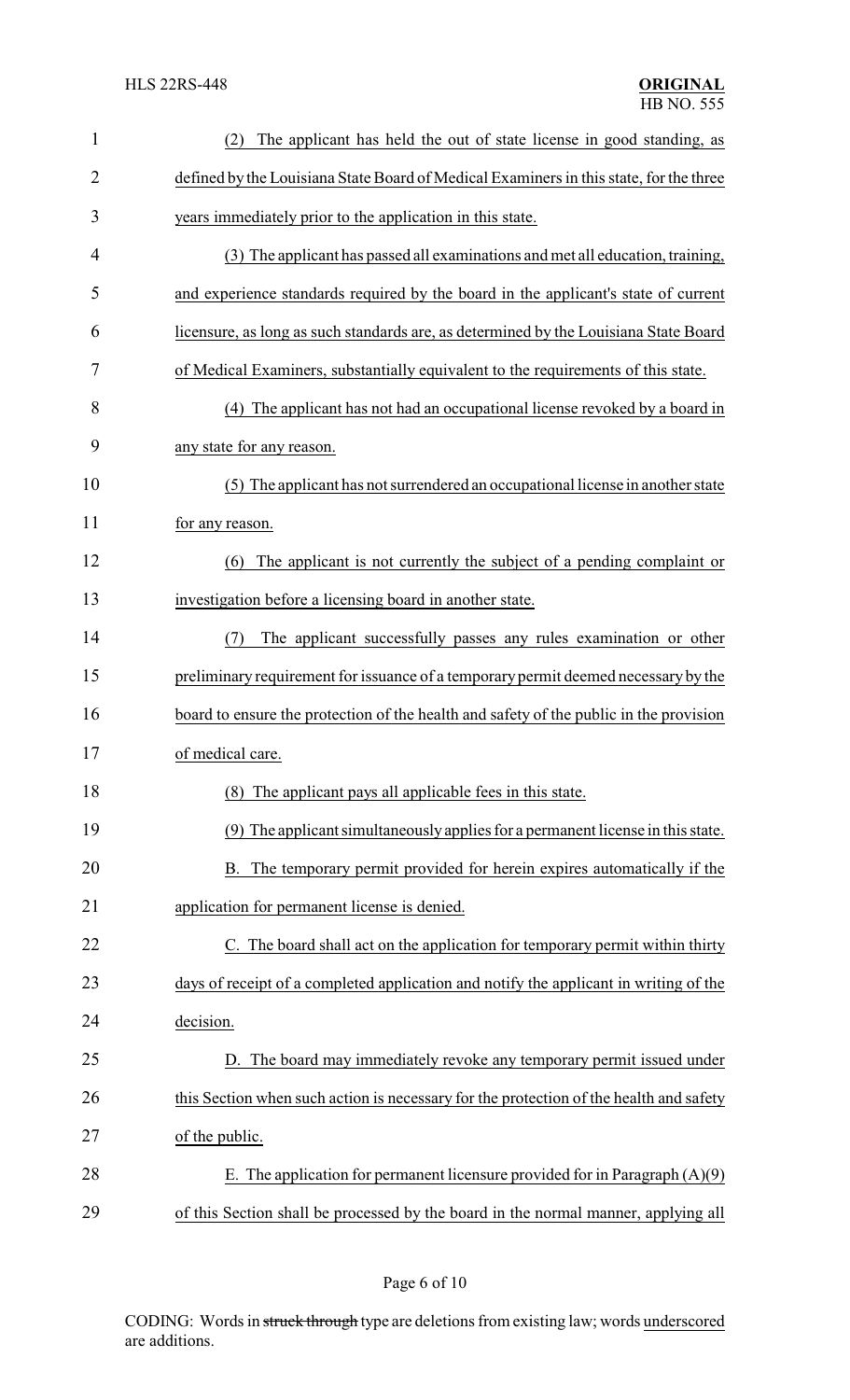(2) The applicant has held the out of state license in good standing, as defined by the Louisiana State Board of Medical Examiners in this state, for the three years immediately prior to the application in this state.

(3) The applicant has passed all examinations and met all education, training, and experience standards required by the board in the applicant's state of current licensure, as long as such standards are, as determined by the Louisiana State Board of Medical Examiners, substantially equivalent to the requirements of this state.

(4) The applicant has not had an occupational license revoked by a board in any state for any reason.

(5) The applicant has not surrendered an occupational license in another state for any reason.

(6) The applicant is not currently the subject of a pending complaint or investigation before a licensing board in another state.

(7) The applicant successfully passes any rules examination or other preliminary requirement for issuance of a temporary permit deemed necessary by the board to ensure the protection of the health and safety of the public in the provision of medical care.

(8) The applicant pays all applicable fees in this state.

(9) The applicant simultaneously applies for a permanent license in this state.

B. The temporary permit provided for herein expires automatically if the application for permanent license is denied.

C. The board shall act on the application for temporary permit within thirty days of receipt of a completed application and notify the applicant in writing of the decision.

D. The board may immediately revoke any temporary permit issued under this Section when such action is necessary for the protection of the health and safety of the public.

E. The application for permanent licensure provided for in Paragraph (A)(9) of this Section shall be processed by the board in the normal manner, applying all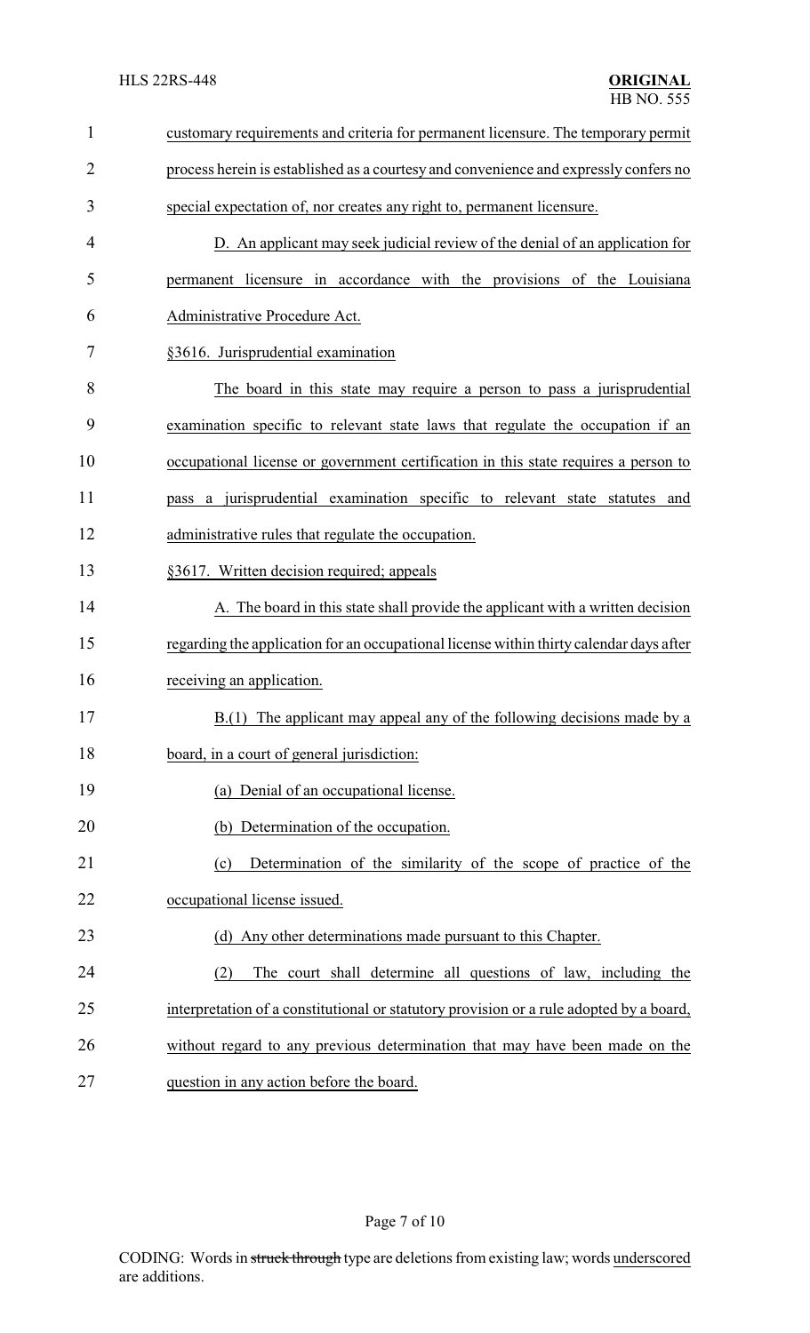customary requirements and criteria for permanent licensure. The temporary permit process herein is established as a courtesy and convenience and expressly confers no special expectation of, nor creates any right to, permanent licensure.

D. An applicant may seek judicial review of the denial of an application for permanent licensure in accordance with the provisions of the Louisiana Administrative Procedure Act.

§3616. Jurisprudential examination

The board in this state may require a person to pass a jurisprudential examination specific to relevant state laws that regulate the occupation if an occupational license or government certification in this state requires a person to pass a jurisprudential examination specific to relevant state statutes and administrative rules that regulate the occupation.

§3617. Written decision required; appeals

A. The board in this state shall provide the applicant with a written decision regarding the application for an occupational license within thirty calendar days after receiving an application.

B.(1) The applicant may appeal any of the following decisions made by a board, in a court of general jurisdiction:

(a) Denial of an occupational license.

(b) Determination of the occupation.

(c) Determination of the similarity of the scope of practice of the occupational license issued.

(d) Any other determinations made pursuant to this Chapter.

(2) The court shall determine all questions of law, including the interpretation of a constitutional or statutory provision or a rule adopted by a board, without regard to any previous determination that may have been made on the question in any action before the board.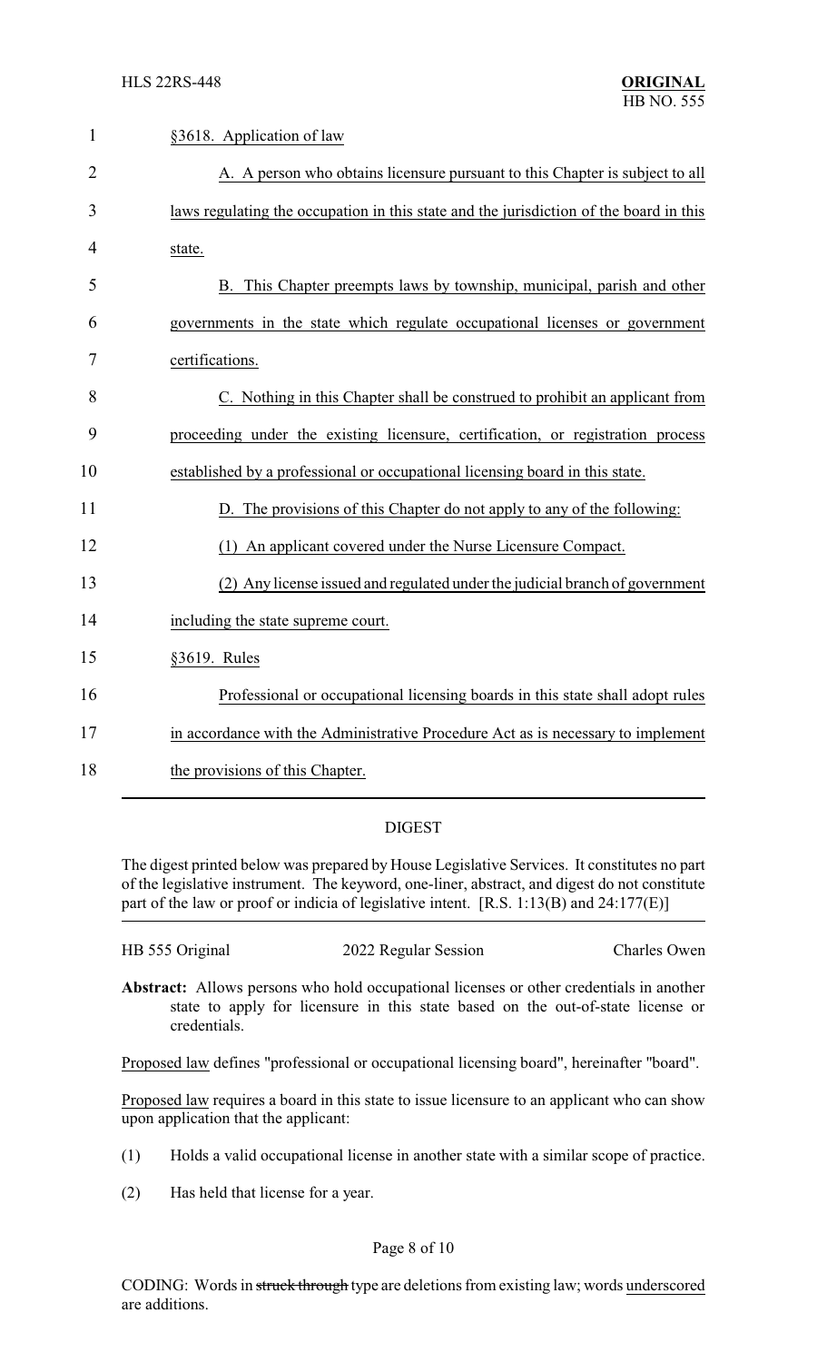§3618. Application of law

A. A person who obtains licensure pursuant to this Chapter is subject to all laws regulating the occupation in this state and the jurisdiction of the board in this state.

B. This Chapter preempts laws by township, municipal, parish and other governments in the state which regulate occupational licenses or government certifications.

C. Nothing in this Chapter shall be construed to prohibit an applicant from proceeding under the existing licensure, certification, or registration process established by a professional or occupational licensing board in this state.

D. The provisions of this Chapter do not apply to any of the following:

(1) An applicant covered under the Nurse Licensure Compact.

(2) Any license issued and regulated under the judicial branch of government including the state supreme court.

§3619. Rules

Professional or occupational licensing boards in this state shall adopt rules in accordance with the Administrative Procedure Act as is necessary to implement the provisions of this Chapter.

## DIGEST

The digest printed below was prepared by House Legislative Services. It constitutes no part of the legislative instrument. The keyword, one-liner, abstract, and digest do not constitute part of the law or proof or indicia of legislative intent. [R.S. 1:13(B) and 24:177(E)]

HB 555 Original | 2022 Regular Session | Charles Owen

**Abstract:** Allows persons who hold occupational licenses or other credentials in another state to apply for licensure in this state based on the out-of-state license or credentials.

Proposed law defines "professional or occupational licensing board", hereinafter "board".

Proposed law requires a board in this state to issue licensure to an applicant who can show upon application that the applicant:

(1) Holds a valid occupational license in another state with a similar scope of practice.

(2) Has held that license for a year.

CODING: Words in ~~struck through~~ type are deletions from existing law; words underscored are additions.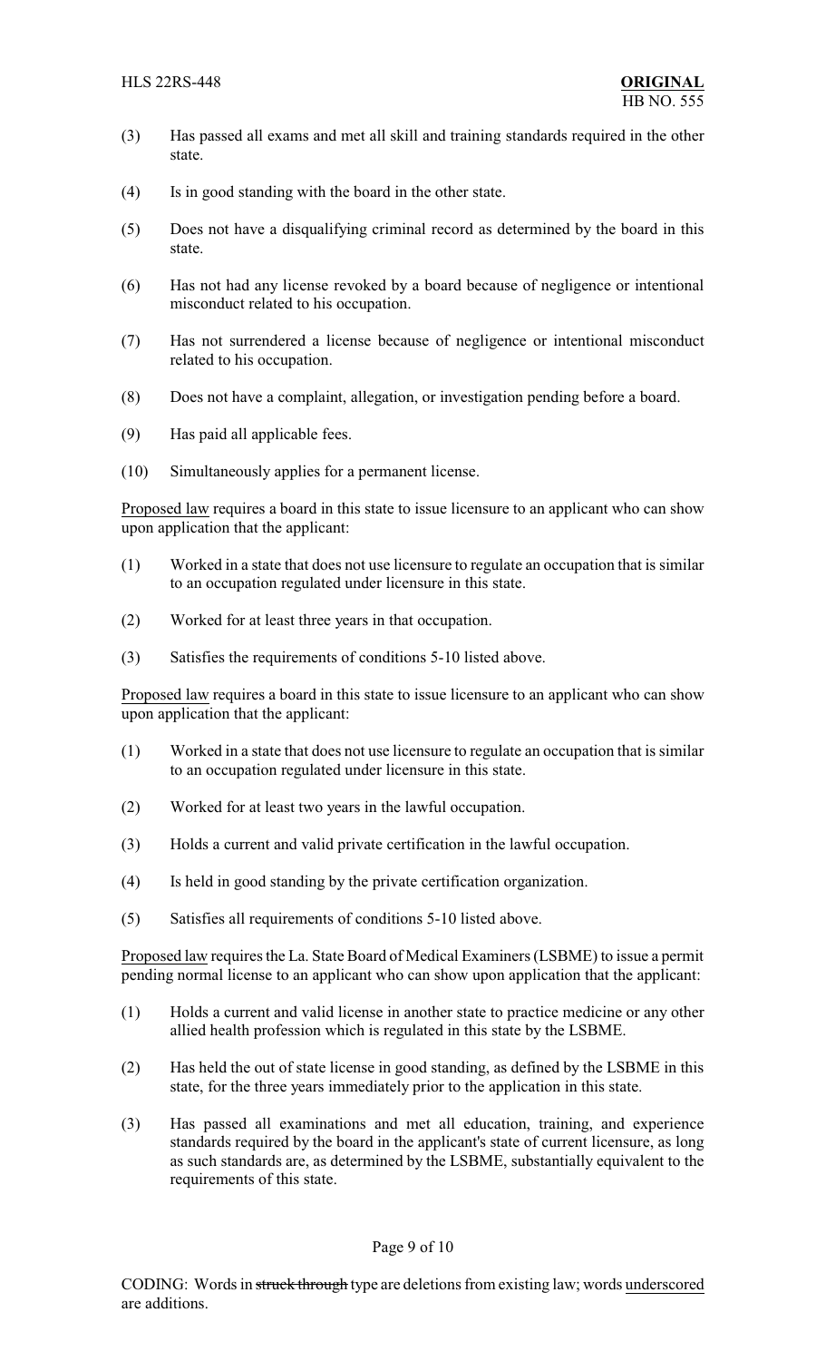(3) Has passed all exams and met all skill and training standards required in the other state.

(4) Is in good standing with the board in the other state.

(5) Does not have a disqualifying criminal record as determined by the board in this state.

(6) Has not had any license revoked by a board because of negligence or intentional misconduct related to his occupation.

(7) Has not surrendered a license because of negligence or intentional misconduct related to his occupation.

(8) Does not have a complaint, allegation, or investigation pending before a board.

(9) Has paid all applicable fees.

(10) Simultaneously applies for a permanent license.

Proposed law requires a board in this state to issue licensure to an applicant who can show upon application that the applicant:

(1) Worked in a state that does not use licensure to regulate an occupation that is similar to an occupation regulated under licensure in this state.

(2) Worked for at least three years in that occupation.

(3) Satisfies the requirements of conditions 5-10 listed above.

Proposed law requires a board in this state to issue licensure to an applicant who can show upon application that the applicant:

(1) Worked in a state that does not use licensure to regulate an occupation that is similar to an occupation regulated under licensure in this state.

(2) Worked for at least two years in the lawful occupation.

(3) Holds a current and valid private certification in the lawful occupation.

(4) Is held in good standing by the private certification organization.

(5) Satisfies all requirements of conditions 5-10 listed above.

Proposed law requires the La. State Board of Medical Examiners (LSBME) to issue a permit pending normal license to an applicant who can show upon application that the applicant:

(1) Holds a current and valid license in another state to practice medicine or any other allied health profession which is regulated in this state by the LSBME.

(2) Has held the out of state license in good standing, as defined by the LSBME in this state, for the three years immediately prior to the application in this state.

(3) Has passed all examinations and met all education, training, and experience standards required by the board in the applicant's state of current licensure, as long as such standards are, as determined by the LSBME, substantially equivalent to the requirements of this state.

CODING: Words in ~~struck through~~ type are deletions from existing law; words underscored are additions.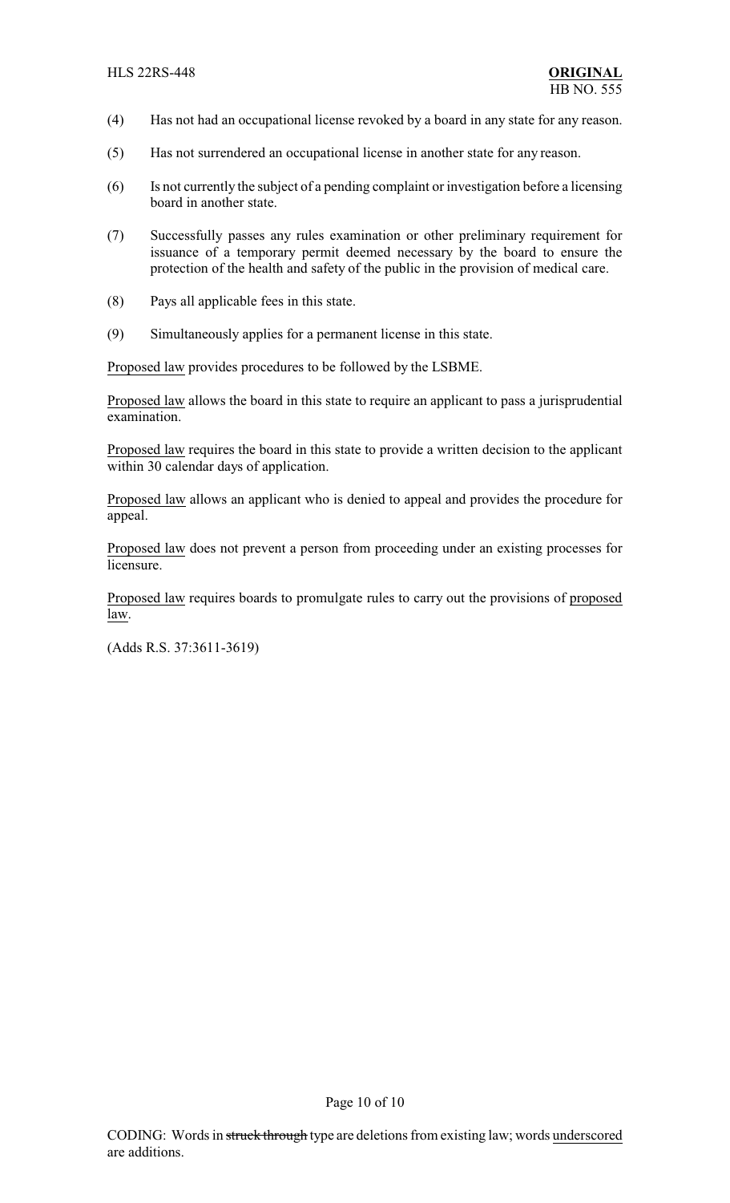(4) Has not had an occupational license revoked by a board in any state for any reason.

(5) Has not surrendered an occupational license in another state for any reason.

(6) Is not currently the subject of a pending complaint or investigation before a licensing board in another state.

(7) Successfully passes any rules examination or other preliminary requirement for issuance of a temporary permit deemed necessary by the board to ensure the protection of the health and safety of the public in the provision of medical care.

(8) Pays all applicable fees in this state.

(9) Simultaneously applies for a permanent license in this state.

Proposed law provides procedures to be followed by the LSBME.

Proposed law allows the board in this state to require an applicant to pass a jurisprudential examination.

Proposed law requires the board in this state to provide a written decision to the applicant within 30 calendar days of application.

Proposed law allows an applicant who is denied to appeal and provides the procedure for appeal.

Proposed law does not prevent a person from proceeding under an existing processes for licensure.

Proposed law requires boards to promulgate rules to carry out the provisions of proposed law.

(Adds R.S. 37:3611-3619)

CODING: Words in ~~struck through~~ type are deletions from existing law; words underscored are additions.